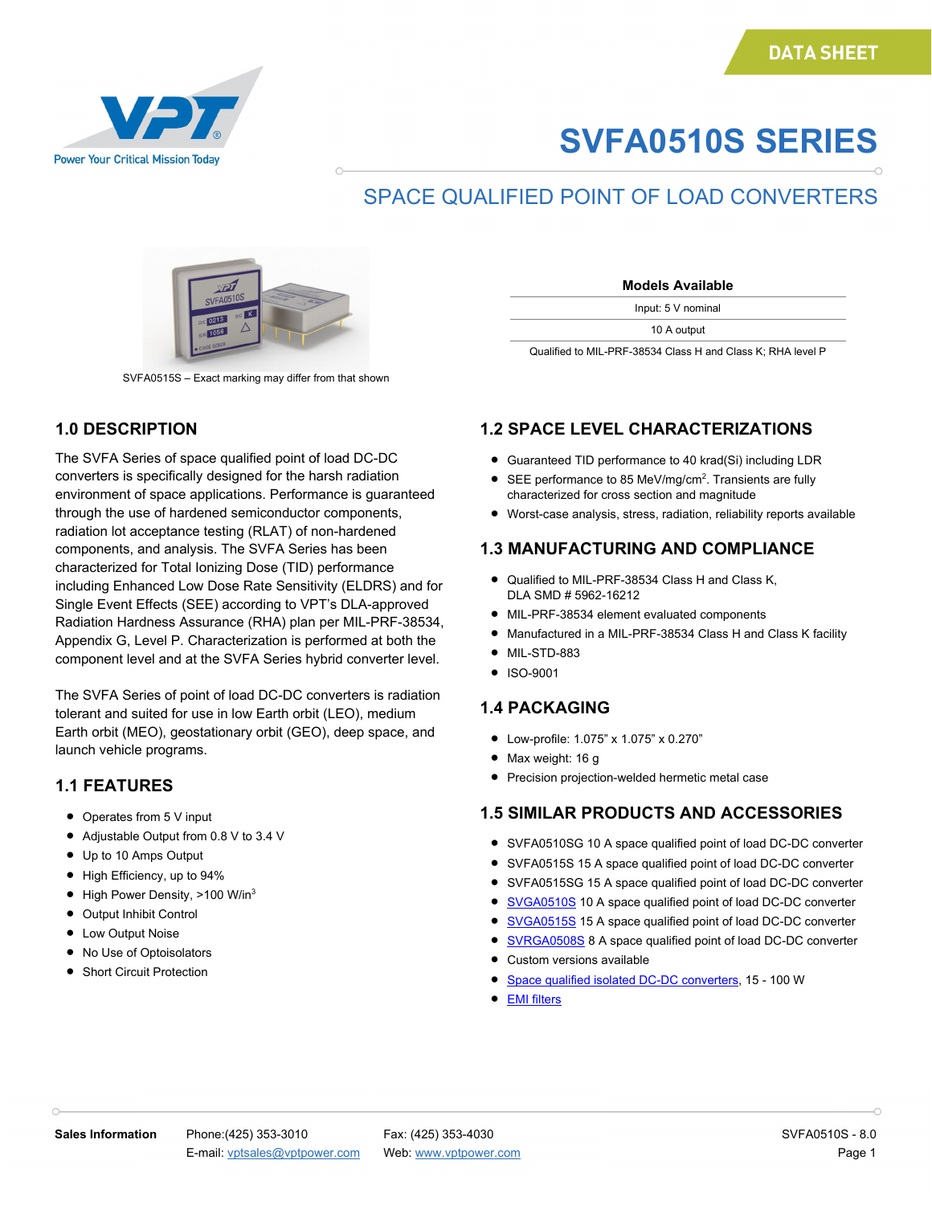DATA SHEET

# SVFA0510S SERIES

## SPACE QUALIFIED POINT OF LOAD CONVERTERS

SVFA0515S – Exact marking may differ from that shown

| Models Available |
|---|
| Input: 5 V nominal |
| 10 A output |
| Qualified to MIL-PRF-38534 Class H and Class K; RHA level P |

## 1.0 DESCRIPTION

The SVFA Series of space qualified point of load DC-DC converters is specifically designed for the harsh radiation environment of space applications. Performance is guaranteed through the use of hardened semiconductor components, radiation lot acceptance testing (RLAT) of non-hardened components, and analysis. The SVFA Series has been characterized for Total Ionizing Dose (TID) performance including Enhanced Low Dose Rate Sensitivity (ELDRS) and for Single Event Effects (SEE) according to VPT's DLA-approved Radiation Hardness Assurance (RHA) plan per MIL-PRF-38534, Appendix G, Level P. Characterization is performed at both the component level and at the SVFA Series hybrid converter level.

The SVFA Series of point of load DC-DC converters is radiation tolerant and suited for use in low Earth orbit (LEO), medium Earth orbit (MEO), geostationary orbit (GEO), deep space, and launch vehicle programs.

## 1.1 FEATURES

- Operates from 5 V input
- Adjustable Output from 0.8 V to 3.4 V
- Up to 10 Amps Output
- High Efficiency, up to 94%
- High Power Density, >100 W/in$^3$
- Output Inhibit Control
- Low Output Noise
- No Use of Optoisolators
- Short Circuit Protection

## 1.2 SPACE LEVEL CHARACTERIZATIONS

- Guaranteed TID performance to 40 krad(Si) including LDR
- SEE performance to 85 MeV/mg/cm$^2$. Transients are fully characterized for cross section and magnitude
- Worst-case analysis, stress, radiation, reliability reports available

## 1.3 MANUFACTURING AND COMPLIANCE

- Qualified to MIL-PRF-38534 Class H and Class K, DLA SMD # 5962-16212
- MIL-PRF-38534 element evaluated components
- Manufactured in a MIL-PRF-38534 Class H and Class K facility
- MIL-STD-883
- ISO-9001

## 1.4 PACKAGING

- Low-profile: 1.075" x 1.075" x 0.270"
- Max weight: 16 g
- Precision projection-welded hermetic metal case

## 1.5 SIMILAR PRODUCTS AND ACCESSORIES

- SVFA0510SG 10 A space qualified point of load DC-DC converter
- SVFA0515S 15 A space qualified point of load DC-DC converter
- SVFA0515SG 15 A space qualified point of load DC-DC converter
- SVGA0510S 10 A space qualified point of load DC-DC converter
- SVGA0515S 15 A space qualified point of load DC-DC converter
- SVRGA0508S 8 A space qualified point of load DC-DC converter
- Custom versions available
- Space qualified isolated DC-DC converters, 15 - 100 W
- EMI filters

**Sales Information** Phone:(425) 353-3010 Fax: (425) 353-4030 E-mail: vptsales@vptpower.com Web: www.vptpower.com

SVFA0510S - 8.0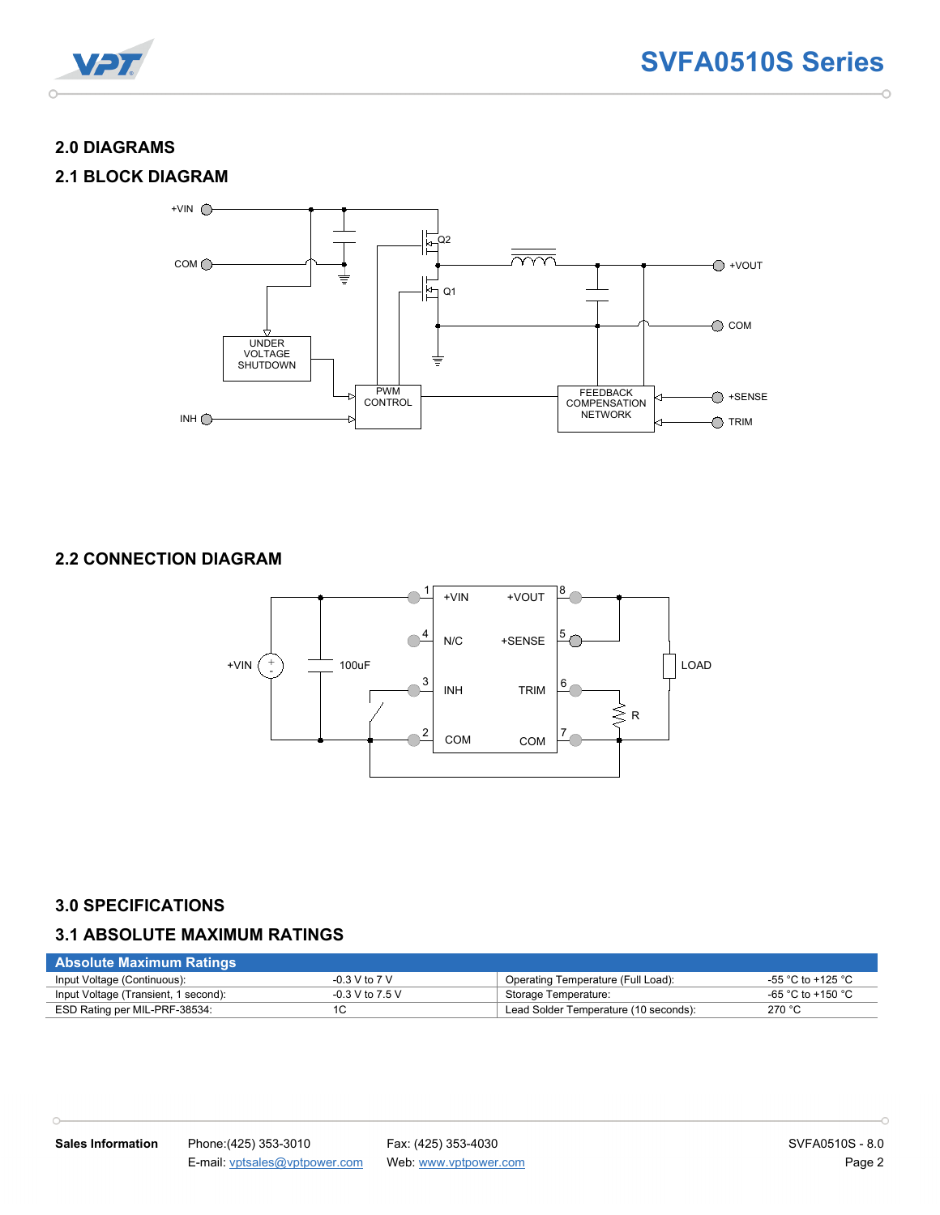## 2.0 DIAGRAMS

### 2.1 BLOCK DIAGRAM

### 2.2 CONNECTION DIAGRAM

## 3.0 SPECIFICATIONS

### 3.1 ABSOLUTE MAXIMUM RATINGS

| Absolute Maximum Ratings | | | |
|---|---|---|---|
| Input Voltage (Continuous): | -0.3 V to 7 V | Operating Temperature (Full Load): | -55 °C to +125 °C |
| Input Voltage (Transient, 1 second): | -0.3 V to 7.5 V | Storage Temperature: | -65 °C to +150 °C |
| ESD Rating per MIL-PRF-38534: | 1C | Lead Solder Temperature (10 seconds): | 270 °C |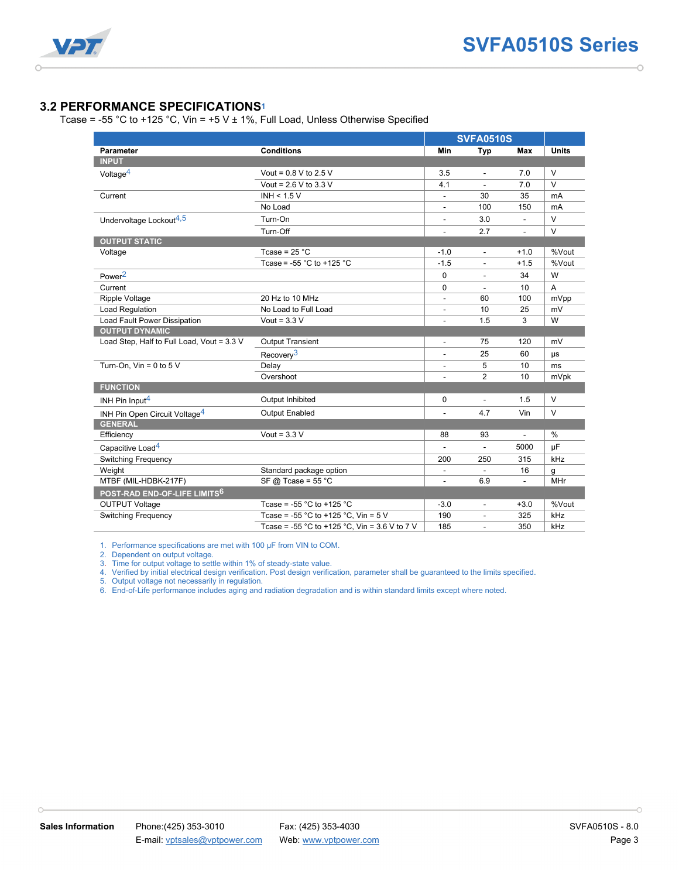## 3.2 PERFORMANCE SPECIFICATIONS[1]

Tcase = -55 °C to +125 °C, Vin = +5 V ± 1%, Full Load, Unless Otherwise Specified

| Parameter | Conditions | SVFA0510S Min | SVFA0510S Typ | SVFA0510S Max | Units |
|---|---|---|---|---|---|
| **INPUT** | | | | | |
| Voltage[4] | Vout = 0.8 V to 2.5 V | 3.5 | - | 7.0 | V |
| | Vout = 2.6 V to 3.3 V | 4.1 | - | 7.0 | V |
| Current | INH < 1.5 V | - | 30 | 35 | mA |
| | No Load | - | 100 | 150 | mA |
| Undervoltage Lockout[4,5] | Turn-On | - | 3.0 | - | V |
| | Turn-Off | - | 2.7 | - | V |
| **OUTPUT STATIC** | | | | | |
| Voltage | Tcase = 25 °C | -1.0 | - | +1.0 | %Vout |
| | Tcase = -55 °C to +125 °C | -1.5 | - | +1.5 | %Vout |
| Power[2] | | 0 | - | 34 | W |
| Current | | 0 | - | 10 | A |
| Ripple Voltage | 20 Hz to 10 MHz | - | 60 | 100 | mVpp |
| Load Regulation | No Load to Full Load | - | 10 | 25 | mV |
| Load Fault Power Dissipation | Vout = 3.3 V | - | 1.5 | 3 | W |
| **OUTPUT DYNAMIC** | | | | | |
| Load Step, Half to Full Load, Vout = 3.3 V | Output Transient | - | 75 | 120 | mV |
| | Recovery[3] | - | 25 | 60 | µs |
| Turn-On, Vin = 0 to 5 V | Delay | - | 5 | 10 | ms |
| | Overshoot | - | 2 | 10 | mVpk |
| **FUNCTION** | | | | | |
| INH Pin Input[4] | Output Inhibited | 0 | - | 1.5 | V |
| INH Pin Open Circuit Voltage[4] | Output Enabled | - | 4.7 | Vin | V |
| **GENERAL** | | | | | |
| Efficiency | Vout = 3.3 V | 88 | 93 | - | % |
| Capacitive Load[4] | | - | - | 5000 | µF |
| Switching Frequency | | 200 | 250 | 315 | kHz |
| Weight | Standard package option | - | - | 16 | g |
| MTBF (MIL-HDBK-217F) | SF @ Tcase = 55 °C | - | 6.9 | - | MHr |
| **POST-RAD END-OF-LIFE LIMITS[6]** | | | | | |
| OUTPUT Voltage | Tcase = -55 °C to +125 °C | -3.0 | - | +3.0 | %Vout |
| Switching Frequency | Tcase = -55 °C to +125 °C, Vin = 5 V | 190 | - | 325 | kHz |
| | Tcase = -55 °C to +125 °C, Vin = 3.6 V to 7 V | 185 | - | 350 | kHz |

1. Performance specifications are met with 100 µF from VIN to COM.
2. Dependent on output voltage.
3. Time for output voltage to settle within 1% of steady-state value.
4. Verified by initial electrical design verification. Post design verification, parameter shall be guaranteed to the limits specified.
5. Output voltage not necessarily in regulation.
6. End-of-Life performance includes aging and radiation degradation and is within standard limits except where noted.

**Sales Information** Phone:(425) 353-3010 Fax: (425) 353-4030 E-mail: vptsales@vptpower.com Web: www.vptpower.com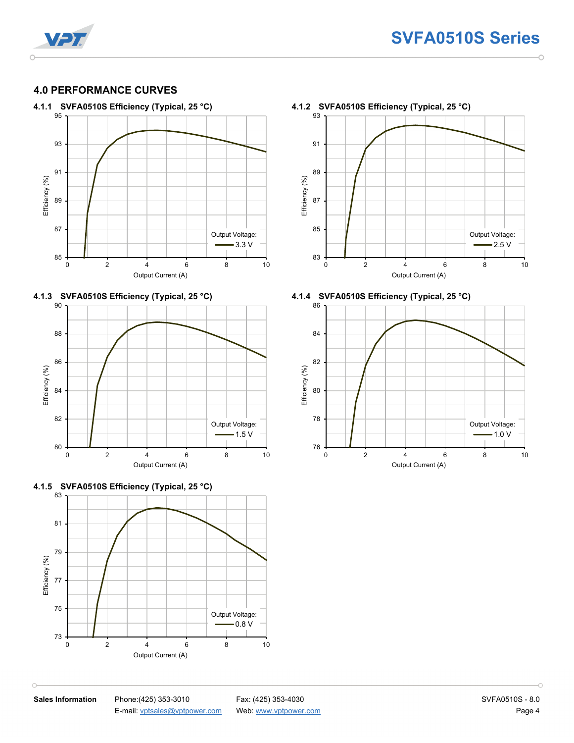## 4.0 PERFORMANCE CURVES

### 4.1.1 SVFA0510S Efficiency (Typical, 25 °C)

Efficiency (%) vs. Output Current (A)

Output Voltage: 3.3 V

### 4.1.2 SVFA0510S Efficiency (Typical, 25 °C)

Efficiency (%) vs. Output Current (A)

Output Voltage: 2.5 V

### 4.1.3 SVFA0510S Efficiency (Typical, 25 °C)

Efficiency (%) vs. Output Current (A)

Output Voltage: 1.5 V

### 4.1.4 SVFA0510S Efficiency (Typical, 25 °C)

Efficiency (%) vs. Output Current (A)

Output Voltage: 1.0 V

### 4.1.5 SVFA0510S Efficiency (Typical, 25 °C)

Efficiency (%) vs. Output Current (A)

Output Voltage: 0.8 V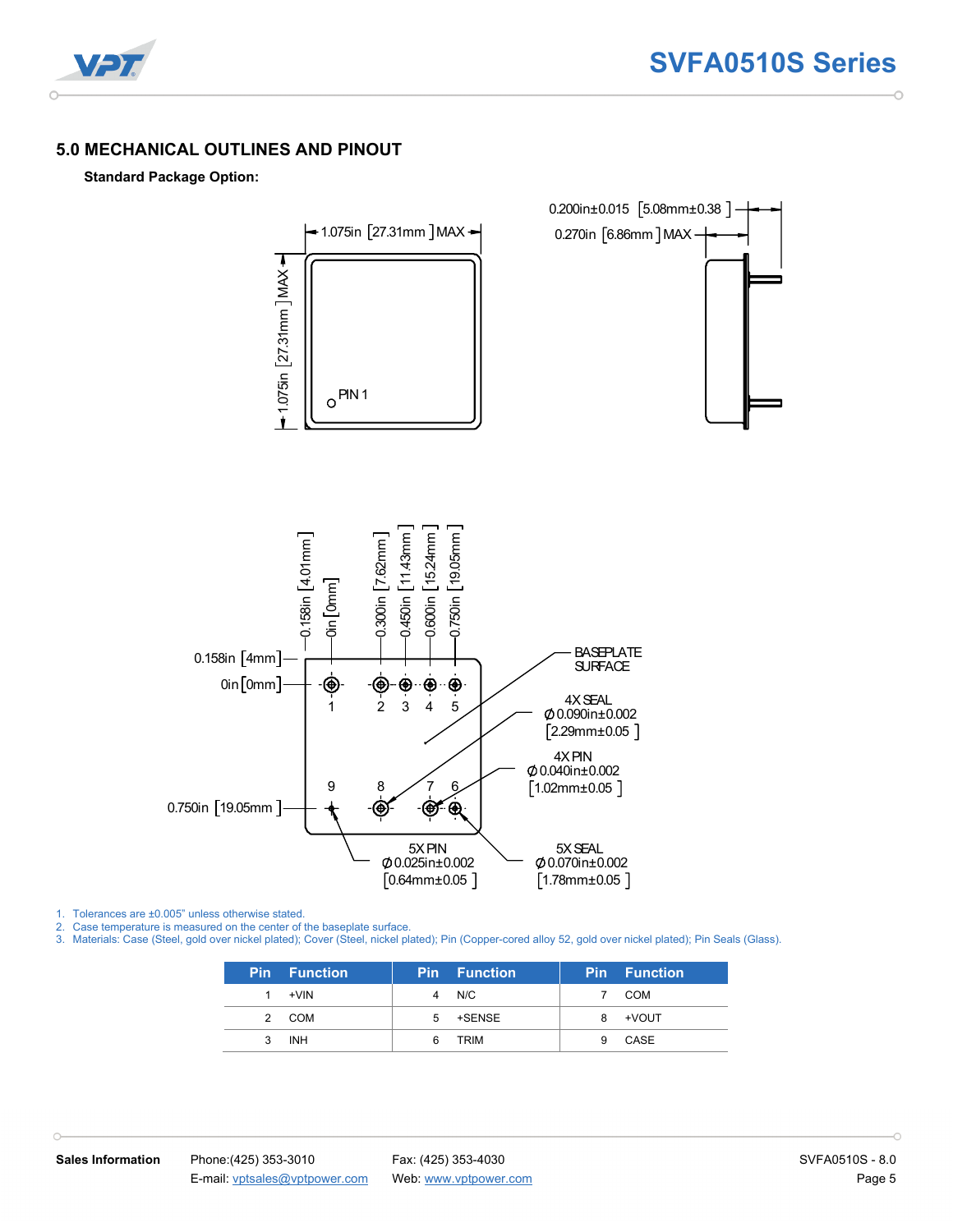## 5.0 MECHANICAL OUTLINES AND PINOUT

**Standard Package Option:**

1.075in [27.31mm] MAX

1.075in [27.31mm] MAX

PIN 1

0.200in±0.015 [5.08mm±0.38]

0.270in [6.86mm] MAX

0.158in [4.01mm]

0in [0mm]

0.300in [7.62mm]

0.450in [11.43mm]

0.600in [15.24mm]

0.750in [19.05mm]

0.158in [4mm]

0in [0mm]

0.750in [19.05mm]

1 2 3 4 5

9 8 7 6

BASEPLATE SURFACE

4X SEAL
Ø 0.090in±0.002
[2.29mm±0.05]

4X PIN
Ø 0.040in±0.002
[1.02mm±0.05]

5X PIN
Ø 0.025in±0.002
[0.64mm±0.05]

5X SEAL
Ø 0.070in±0.002
[1.78mm±0.05]

1. Tolerances are ±0.005" unless otherwise stated.
2. Case temperature is measured on the center of the baseplate surface.
3. Materials: Case (Steel, gold over nickel plated); Cover (Steel, nickel plated); Pin (Copper-cored alloy 52, gold over nickel plated); Pin Seals (Glass).

| Pin | Function | Pin | Function | Pin | Function |
|---|---|---|---|---|---|
| 1 | +VIN | 4 | N/C | 7 | COM |
| 2 | COM | 5 | +SENSE | 8 | +VOUT |
| 3 | INH | 6 | TRIM | 9 | CASE |

**Sales Information** Phone:(425) 353-3010 Fax: (425) 353-4030
E-mail: vptsales@vptpower.com Web: www.vptpower.com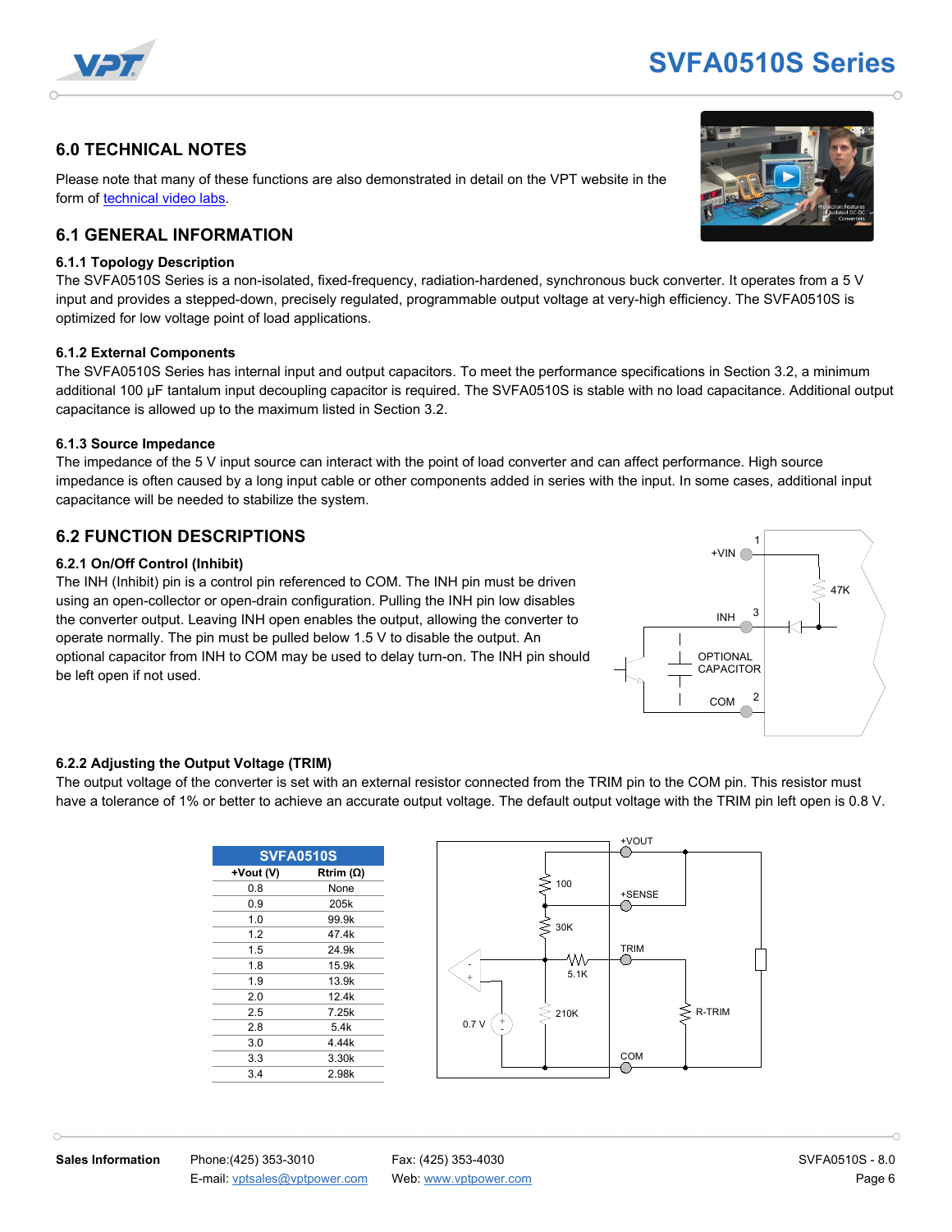## 6.0 TECHNICAL NOTES

Please note that many of these functions are also demonstrated in detail on the VPT website in the form of technical video labs.

## 6.1 GENERAL INFORMATION

### 6.1.1 Topology Description

The SVFA0510S Series is a non-isolated, fixed-frequency, radiation-hardened, synchronous buck converter. It operates from a 5 V input and provides a stepped-down, precisely regulated, programmable output voltage at very-high efficiency. The SVFA0510S is optimized for low voltage point of load applications.

### 6.1.2 External Components

The SVFA0510S Series has internal input and output capacitors. To meet the performance specifications in Section 3.2, a minimum additional 100 µF tantalum input decoupling capacitor is required. The SVFA0510S is stable with no load capacitance. Additional output capacitance is allowed up to the maximum listed in Section 3.2.

### 6.1.3 Source Impedance

The impedance of the 5 V input source can interact with the point of load converter and can affect performance. High source impedance is often caused by a long input cable or other components added in series with the input. In some cases, additional input capacitance will be needed to stabilize the system.

## 6.2 FUNCTION DESCRIPTIONS

### 6.2.1 On/Off Control (Inhibit)

The INH (Inhibit) pin is a control pin referenced to COM. The INH pin must be driven using an open-collector or open-drain configuration. Pulling the INH pin low disables the converter output. Leaving INH open enables the output, allowing the converter to operate normally. The pin must be pulled below 1.5 V to disable the output. An optional capacitor from INH to COM may be used to delay turn-on. The INH pin should be left open if not used.

### 6.2.2 Adjusting the Output Voltage (TRIM)

The output voltage of the converter is set with an external resistor connected from the TRIM pin to the COM pin. This resistor must have a tolerance of 1% or better to achieve an accurate output voltage. The default output voltage with the TRIM pin left open is 0.8 V.

| SVFA0510S | |
|---|---|
| +Vout (V) | Rtrim (Ω) |
| 0.8 | None |
| 0.9 | 205k |
| 1.0 | 99.9k |
| 1.2 | 47.4k |
| 1.5 | 24.9k |
| 1.8 | 15.9k |
| 1.9 | 13.9k |
| 2.0 | 12.4k |
| 2.5 | 7.25k |
| 2.8 | 5.4k |
| 3.0 | 4.44k |
| 3.3 | 3.30k |
| 3.4 | 2.98k |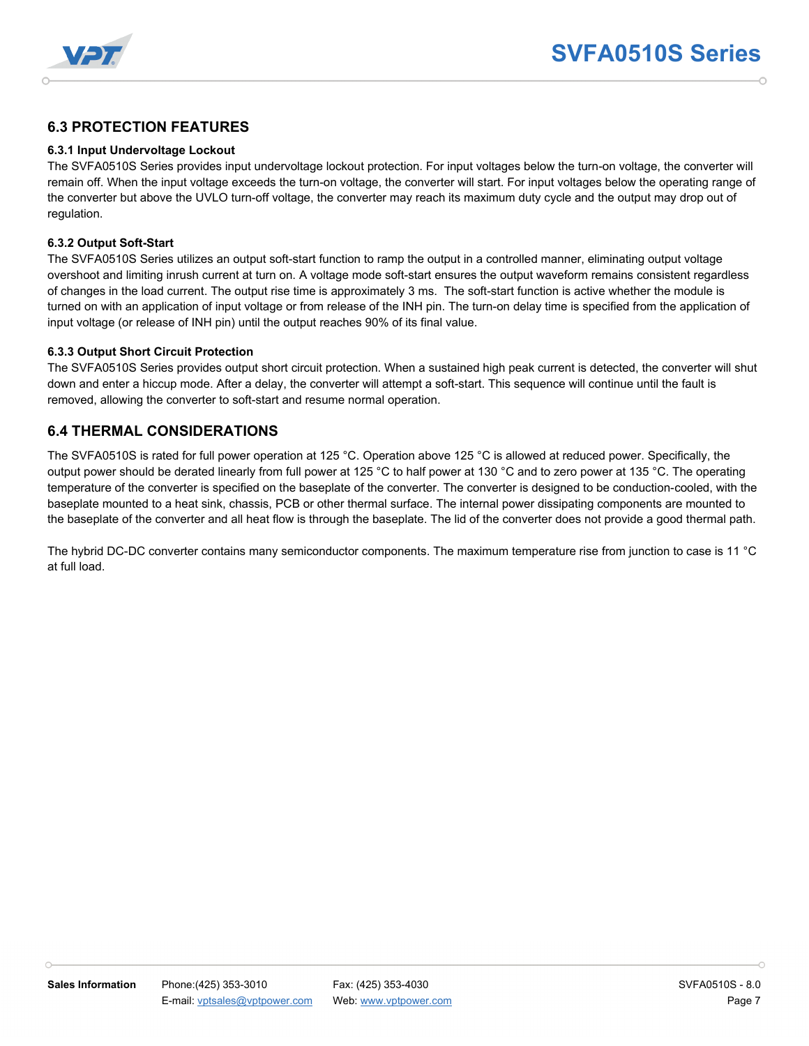## 6.3 PROTECTION FEATURES

### 6.3.1 Input Undervoltage Lockout

The SVFA0510S Series provides input undervoltage lockout protection. For input voltages below the turn-on voltage, the converter will remain off. When the input voltage exceeds the turn-on voltage, the converter will start. For input voltages below the operating range of the converter but above the UVLO turn-off voltage, the converter may reach its maximum duty cycle and the output may drop out of regulation.

### 6.3.2 Output Soft-Start

The SVFA0510S Series utilizes an output soft-start function to ramp the output in a controlled manner, eliminating output voltage overshoot and limiting inrush current at turn on. A voltage mode soft-start ensures the output waveform remains consistent regardless of changes in the load current. The output rise time is approximately 3 ms. The soft-start function is active whether the module is turned on with an application of input voltage or from release of the INH pin. The turn-on delay time is specified from the application of input voltage (or release of INH pin) until the output reaches 90% of its final value.

### 6.3.3 Output Short Circuit Protection

The SVFA0510S Series provides output short circuit protection. When a sustained high peak current is detected, the converter will shut down and enter a hiccup mode. After a delay, the converter will attempt a soft-start. This sequence will continue until the fault is removed, allowing the converter to soft-start and resume normal operation.

## 6.4 THERMAL CONSIDERATIONS

The SVFA0510S is rated for full power operation at 125 °C. Operation above 125 °C is allowed at reduced power. Specifically, the output power should be derated linearly from full power at 125 °C to half power at 130 °C and to zero power at 135 °C. The operating temperature of the converter is specified on the baseplate of the converter. The converter is designed to be conduction-cooled, with the baseplate mounted to a heat sink, chassis, PCB or other thermal surface. The internal power dissipating components are mounted to the baseplate of the converter and all heat flow is through the baseplate. The lid of the converter does not provide a good thermal path.

The hybrid DC-DC converter contains many semiconductor components. The maximum temperature rise from junction to case is 11 °C at full load.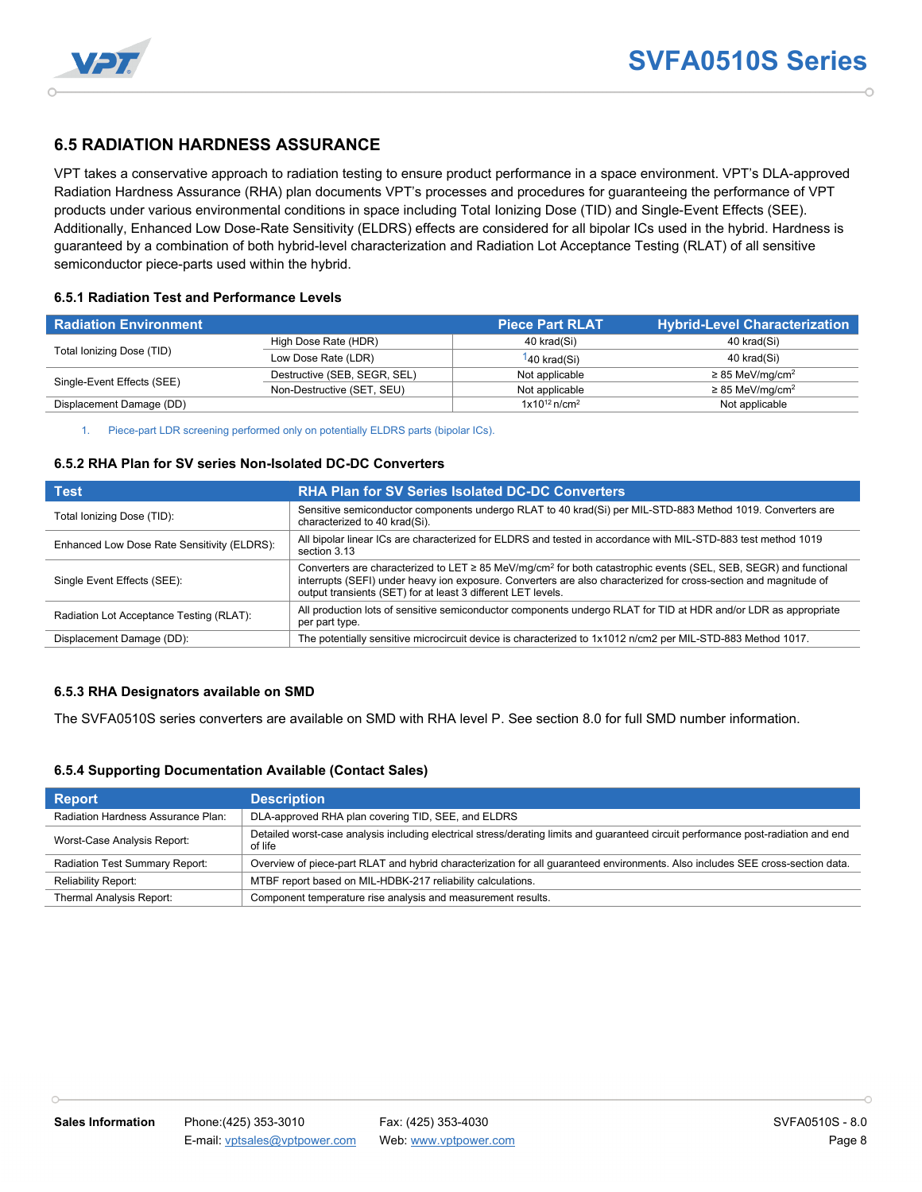## 6.5 RADIATION HARDNESS ASSURANCE

VPT takes a conservative approach to radiation testing to ensure product performance in a space environment. VPT's DLA-approved Radiation Hardness Assurance (RHA) plan documents VPT's processes and procedures for guaranteeing the performance of VPT products under various environmental conditions in space including Total Ionizing Dose (TID) and Single-Event Effects (SEE). Additionally, Enhanced Low Dose-Rate Sensitivity (ELDRS) effects are considered for all bipolar ICs used in the hybrid. Hardness is guaranteed by a combination of both hybrid-level characterization and Radiation Lot Acceptance Testing (RLAT) of all sensitive semiconductor piece-parts used within the hybrid.

### 6.5.1 Radiation Test and Performance Levels

| Radiation Environment | | Piece Part RLAT | Hybrid-Level Characterization |
|---|---|---|---|
| Total Ionizing Dose (TID) | High Dose Rate (HDR) | 40 krad(Si) | 40 krad(Si) |
| | Low Dose Rate (LDR) | [1]40 krad(Si) | 40 krad(Si) |
| Single-Event Effects (SEE) | Destructive (SEB, SEGR, SEL) | Not applicable | ≥ 85 MeV/mg/cm$^2$ |
| | Non-Destructive (SET, SEU) | Not applicable | ≥ 85 MeV/mg/cm$^2$ |
| Displacement Damage (DD) | | $1 \times 10^{12}$ n/cm$^2$ | Not applicable |

1. Piece-part LDR screening performed only on potentially ELDRS parts (bipolar ICs).

### 6.5.2 RHA Plan for SV series Non-Isolated DC-DC Converters

| Test | RHA Plan for SV Series Isolated DC-DC Converters |
|---|---|
| Total Ionizing Dose (TID): | Sensitive semiconductor components undergo RLAT to 40 krad(Si) per MIL-STD-883 Method 1019. Converters are characterized to 40 krad(Si). |
| Enhanced Low Dose Rate Sensitivity (ELDRS): | All bipolar linear ICs are characterized for ELDRS and tested in accordance with MIL-STD-883 test method 1019 section 3.13 |
| Single Event Effects (SEE): | Converters are characterized to LET ≥ 85 MeV/mg/cm$^2$ for both catastrophic events (SEL, SEB, SEGR) and functional interrupts (SEFI) under heavy ion exposure. Converters are also characterized for cross-section and magnitude of output transients (SET) for at least 3 different LET levels. |
| Radiation Lot Acceptance Testing (RLAT): | All production lots of sensitive semiconductor components undergo RLAT for TID at HDR and/or LDR as appropriate per part type. |
| Displacement Damage (DD): | The potentially sensitive microcircuit device is characterized to 1x1012 n/cm2 per MIL-STD-883 Method 1017. |

### 6.5.3 RHA Designators available on SMD

The SVFA0510S series converters are available on SMD with RHA level P. See section 8.0 for full SMD number information.

### 6.5.4 Supporting Documentation Available (Contact Sales)

| Report | Description |
|---|---|
| Radiation Hardness Assurance Plan: | DLA-approved RHA plan covering TID, SEE, and ELDRS |
| Worst-Case Analysis Report: | Detailed worst-case analysis including electrical stress/derating limits and guaranteed circuit performance post-radiation and end of life |
| Radiation Test Summary Report: | Overview of piece-part RLAT and hybrid characterization for all guaranteed environments. Also includes SEE cross-section data. |
| Reliability Report: | MTBF report based on MIL-HDBK-217 reliability calculations. |
| Thermal Analysis Report: | Component temperature rise analysis and measurement results. |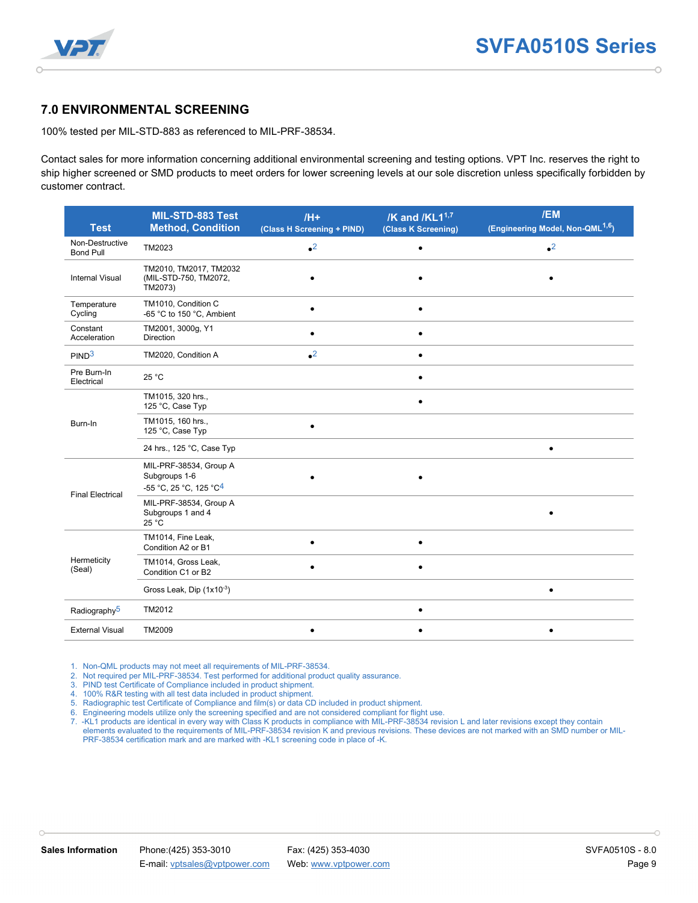## 7.0 ENVIRONMENTAL SCREENING

100% tested per MIL-STD-883 as referenced to MIL-PRF-38534.

Contact sales for more information concerning additional environmental screening and testing options. VPT Inc. reserves the right to ship higher screened or SMD products to meet orders for lower screening levels at our sole discretion unless specifically forbidden by customer contract.

| Test | MIL-STD-883 Test Method, Condition | /H+ (Class H Screening + PIND) | /K and /KL1[1,7] (Class K Screening) | /EM (Engineering Model, Non-QML[1,6]) |
|---|---|---|---|---|
| Non-Destructive Bond Pull | TM2023 | •[2] | • | •[2] |
| Internal Visual | TM2010, TM2017, TM2032 (MIL-STD-750, TM2072, TM2073) | • | • | • |
| Temperature Cycling | TM1010, Condition C -65 °C to 150 °C, Ambient | • | • | |
| Constant Acceleration | TM2001, 3000g, Y1 Direction | • | • | |
| PIND[3] | TM2020, Condition A | •[2] | • | |
| Pre Burn-In Electrical | 25 °C | | • | |
| Burn-In | TM1015, 320 hrs., 125 °C, Case Typ | | • | |
| | TM1015, 160 hrs., 125 °C, Case Typ | • | | |
| | 24 hrs., 125 °C, Case Typ | | | • |
| Final Electrical | MIL-PRF-38534, Group A Subgroups 1-6 -55 °C, 25 °C, 125 °C[4] | • | • | |
| | MIL-PRF-38534, Group A Subgroups 1 and 4 25 °C | | | • |
| Hermeticity (Seal) | TM1014, Fine Leak, Condition A2 or B1 | • | • | |
| | TM1014, Gross Leak, Condition C1 or B2 | • | • | |
| | Gross Leak, Dip ($1x10^{-3}$) | | | • |
| Radiography[5] | TM2012 | | • | |
| External Visual | TM2009 | • | • | • |

1. Non-QML products may not meet all requirements of MIL-PRF-38534.
2. Not required per MIL-PRF-38534. Test performed for additional product quality assurance.
3. PIND test Certificate of Compliance included in product shipment.
4. 100% R&R testing with all test data included in product shipment.
5. Radiographic test Certificate of Compliance and film(s) or data CD included in product shipment.
6. Engineering models utilize only the screening specified and are not considered compliant for flight use.
7. -KL1 products are identical in every way with Class K products in compliance with MIL-PRF-38534 revision L and later revisions except they contain elements evaluated to the requirements of MIL-PRF-38534 revision K and previous revisions. These devices are not marked with an SMD number or MIL-PRF-38534 certification mark and are marked with -KL1 screening code in place of -K.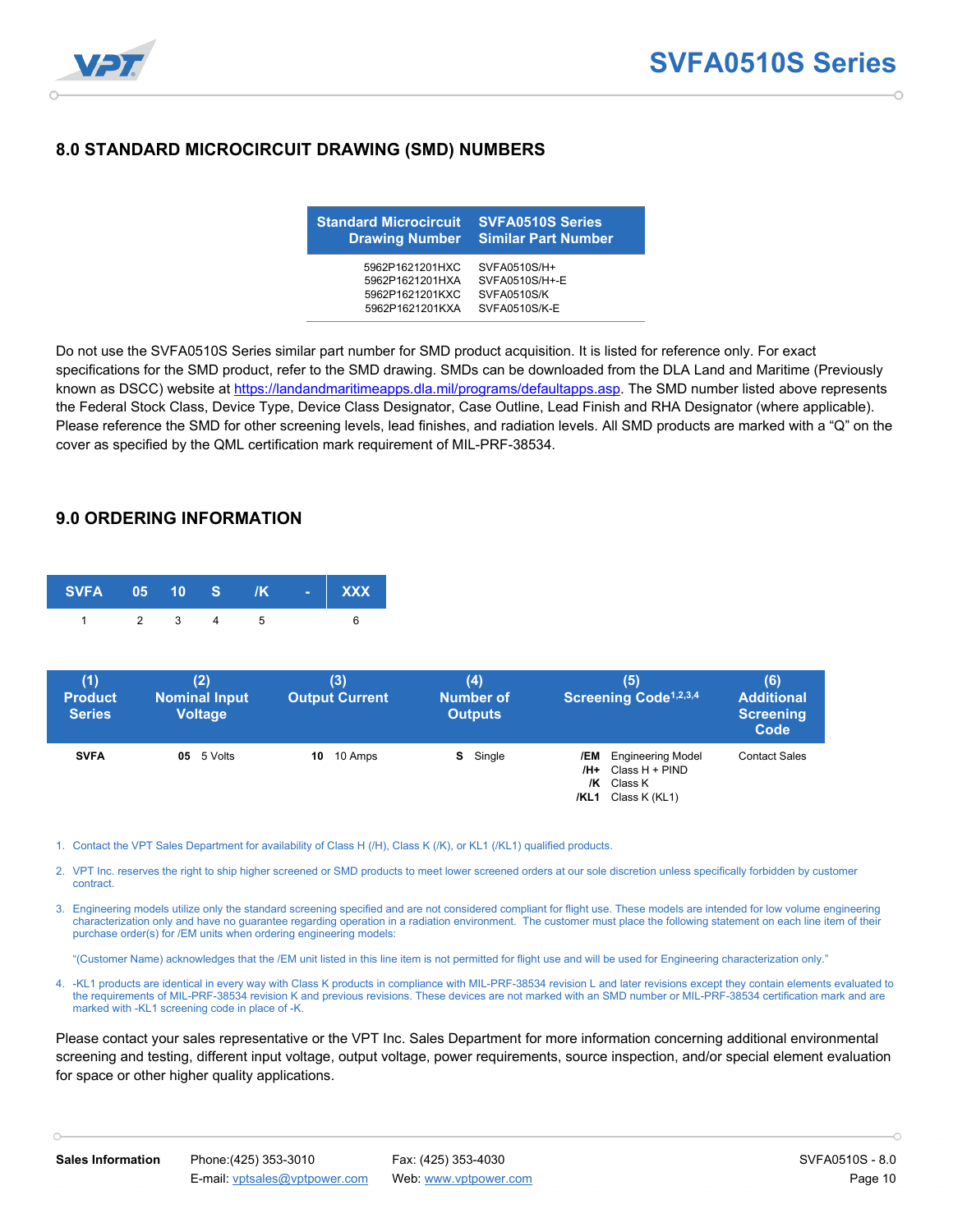## 8.0 STANDARD MICROCIRCUIT DRAWING (SMD) NUMBERS

| Standard Microcircuit Drawing Number | SVFA0510S Series Similar Part Number |
|---|---|
| 5962P1621201HXC | SVFA0510S/H+ |
| 5962P1621201HXA | SVFA0510S/H+-E |
| 5962P1621201KXC | SVFA0510S/K |
| 5962P1621201KXA | SVFA0510S/K-E |

Do not use the SVFA0510S Series similar part number for SMD product acquisition. It is listed for reference only. For exact specifications for the SMD product, refer to the SMD drawing. SMDs can be downloaded from the DLA Land and Maritime (Previously known as DSCC) website at https://landandmaritimeapps.dla.mil/programs/defaultapps.asp. The SMD number listed above represents the Federal Stock Class, Device Type, Device Class Designator, Case Outline, Lead Finish and RHA Designator (where applicable). Please reference the SMD for other screening levels, lead finishes, and radiation levels. All SMD products are marked with a "Q" on the cover as specified by the QML certification mark requirement of MIL-PRF-38534.

## 9.0 ORDERING INFORMATION

| SVFA | 05 | 10 | S | /K | - | XXX |
|---|---|---|---|---|---|---|
| 1 | 2 | 3 | 4 | 5 | | 6 |

| (1) Product Series | (2) Nominal Input Voltage | (3) Output Current | (4) Number of Outputs | (5) Screening Code[1,2,3,4] | (6) Additional Screening Code |
|---|---|---|---|---|---|
| **SVFA** | **05** 5 Volts | **10** 10 Amps | **S** Single | **/EM** Engineering Model<br>**/H+** Class H + PIND<br>**/K** Class K<br>**/KL1** Class K (KL1) | Contact Sales |

1. Contact the VPT Sales Department for availability of Class H (/H), Class K (/K), or KL1 (/KL1) qualified products.
2. VPT Inc. reserves the right to ship higher screened or SMD products to meet lower screened orders at our sole discretion unless specifically forbidden by customer contract.
3. Engineering models utilize only the standard screening specified and are not considered compliant for flight use. These models are intended for low volume engineering characterization only and have no guarantee regarding operation in a radiation environment. The customer must place the following statement on each line item of their purchase order(s) for /EM units when ordering engineering models:

   "(Customer Name) acknowledges that the /EM unit listed in this line item is not permitted for flight use and will be used for Engineering characterization only."
4. -KL1 products are identical in every way with Class K products in compliance with MIL-PRF-38534 revision L and later revisions except they contain elements evaluated to the requirements of MIL-PRF-38534 revision K and previous revisions. These devices are not marked with an SMD number or MIL-PRF-38534 certification mark and are marked with -KL1 screening code in place of -K.

Please contact your sales representative or the VPT Inc. Sales Department for more information concerning additional environmental screening and testing, different input voltage, output voltage, power requirements, source inspection, and/or special element evaluation for space or other higher quality applications.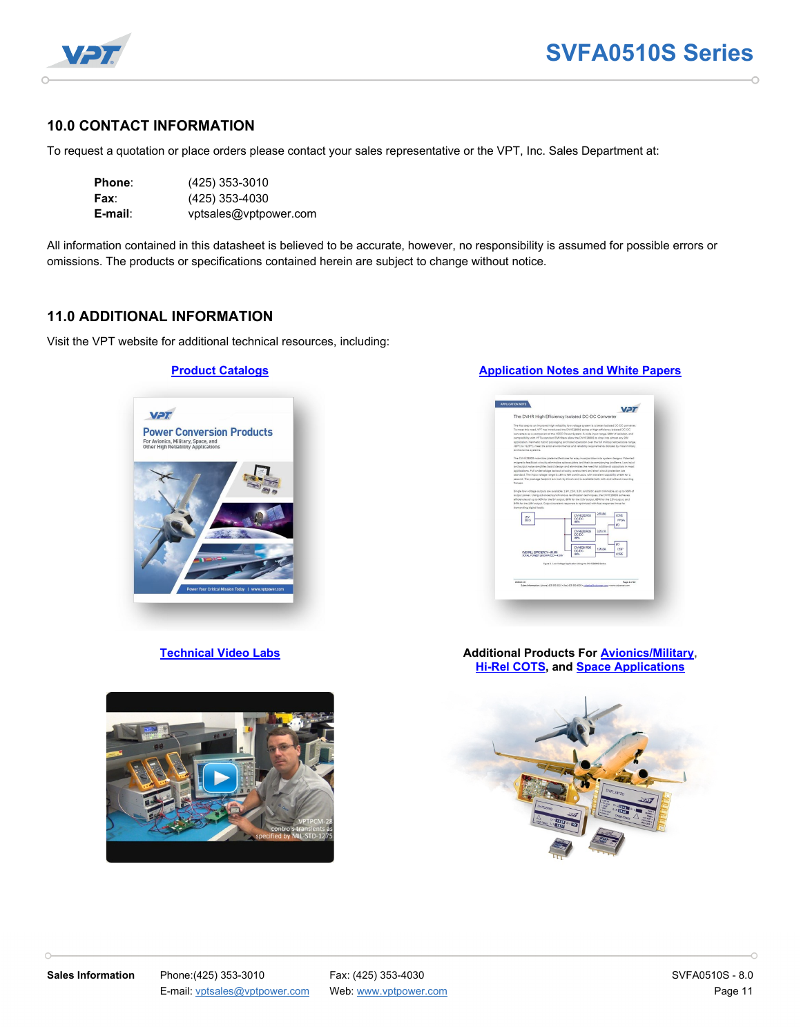## 10.0 CONTACT INFORMATION

To request a quotation or place orders please contact your sales representative or the VPT, Inc. Sales Department at:

**Phone**: (425) 353-3010
**Fax**: (425) 353-4030
**E-mail**: vptsales@vptpower.com

All information contained in this datasheet is believed to be accurate, however, no responsibility is assumed for possible errors or omissions. The products or specifications contained herein are subject to change without notice.

## 11.0 ADDITIONAL INFORMATION

Visit the VPT website for additional technical resources, including:

**Product Catalogs**

**Application Notes and White Papers**

**Technical Video Labs**

**Additional Products For Avionics/Military, Hi-Rel COTS, and Space Applications**